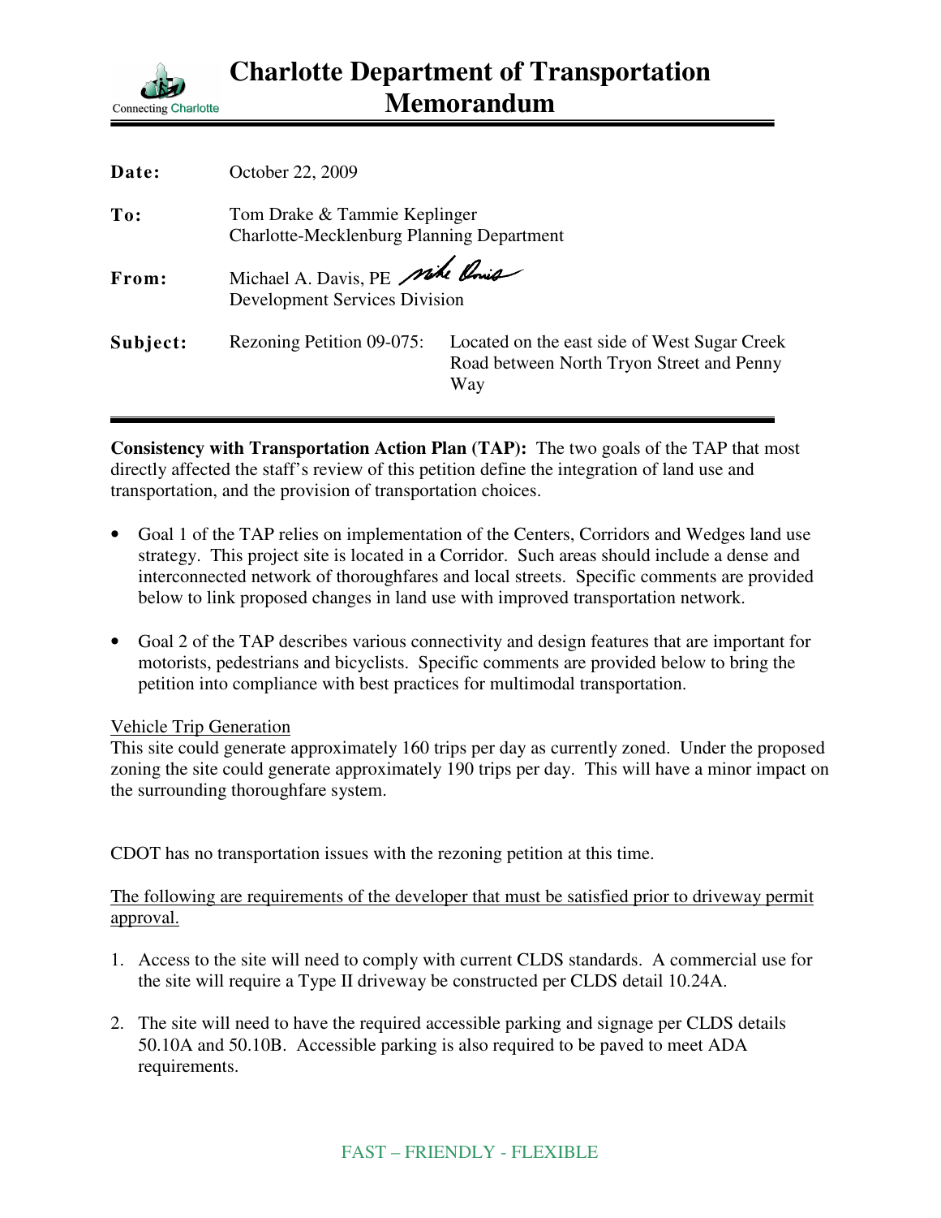# Charlote Department of Transportation Memorandum

Connecting Charlotte

**Date:** October 22, 2009

**To:** Tom Drake & Tammie Keplinger
Charlotte-Mecklenburg Planning Department

**From:** Michael A. Davis, PE
Development Services Division

**Subject:** Rezoning Petition 09-075: Located on the east side of West Sugar Creek Road between North Tryon Street and Penny Way

---

**Consistency with Transportation Action Plan (TAP):** The two goals of the TAP that most directly affected the staff's review of this petition define the integration of land use and transportation, and the provision of transportation choices.

- Goal 1 of the TAP relies on implementation of the Centers, Corridors and Wedges land use strategy. This project site is located in a Corridor. Such areas should include a dense and interconnected network of thoroughfares and local streets. Specific comments are provided below to link proposed changes in land use with improved transportation network.

- Goal 2 of the TAP describes various connectivity and design features that are important for motorists, pedestrians and bicyclists. Specific comments are provided below to bring the petition into compliance with best practices for multimodal transportation.

<u>Vehicle Trip Generation</u>
This site could generate approximately 160 trips per day as currently zoned. Under the proposed zoning the site could generate approximately 190 trips per day. This will have a minor impact on the surrounding thoroughfare system.

CDOT has no transportation issues with the rezoning petition at this time.

<u>The following are requirements of the developer that must be satisfied prior to driveway permit approval.</u>

1. Access to the site will need to comply with current CLDS standards. A commercial use for the site will require a Type II driveway be constructed per CLDS detail 10.24A.

2. The site will need to have the required accessible parking and signage per CLDS details 50.10A and 50.10B. Accessible parking is also required to be paved to meet ADA requirements.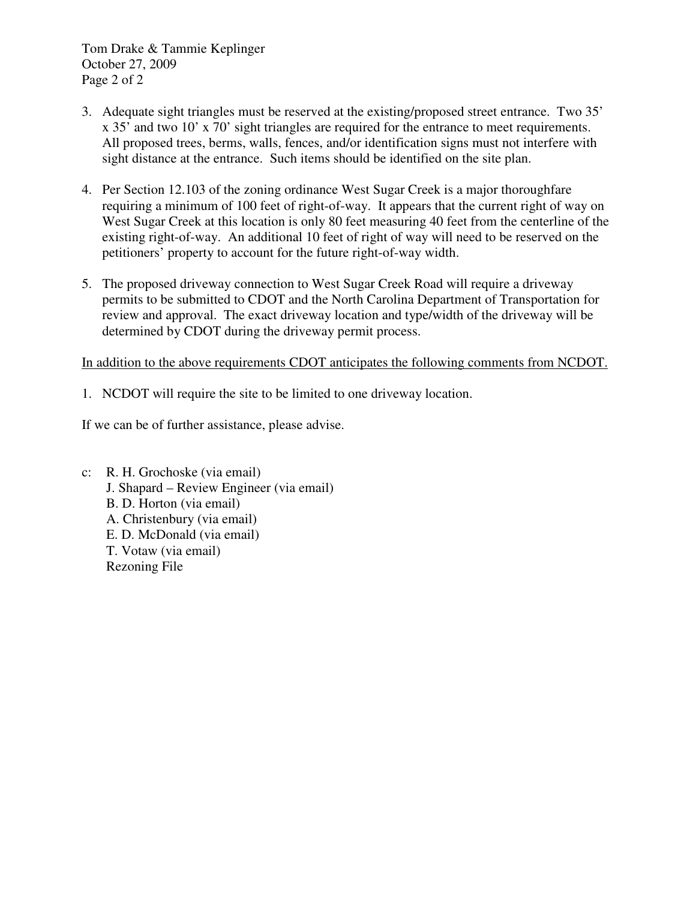3. Adequate sight triangles must be reserved at the existing/proposed street entrance. Two 35' x 35' and two 10' x 70' sight triangles are required for the entrance to meet requirements. All proposed trees, berms, walls, fences, and/or identification signs must not interfere with sight distance at the entrance. Such items should be identified on the site plan.

4. Per Section 12.103 of the zoning ordinance West Sugar Creek is a major thoroughfare requiring a minimum of 100 feet of right-of-way. It appears that the current right of way on West Sugar Creek at this location is only 80 feet measuring 40 feet from the centerline of the existing right-of-way. An additional 10 feet of right of way will need to be reserved on the petitioners' property to account for the future right-of-way width.

5. The proposed driveway connection to West Sugar Creek Road will require a driveway permits to be submitted to CDOT and the North Carolina Department of Transportation for review and approval. The exact driveway location and type/width of the driveway will be determined by CDOT during the driveway permit process.

<u>In addition to the above requirements CDOT anticipates the following comments from NCDOT.</u>

1. NCDOT will require the site to be limited to one driveway location.

If we can be of further assistance, please advise.

c: R. H. Grochoske (via email)
J. Shapard – Review Engineer (via email)
B. D. Horton (via email)
A. Christenbury (via email)
E. D. McDonald (via email)
T. Votaw (via email)
Rezoning File